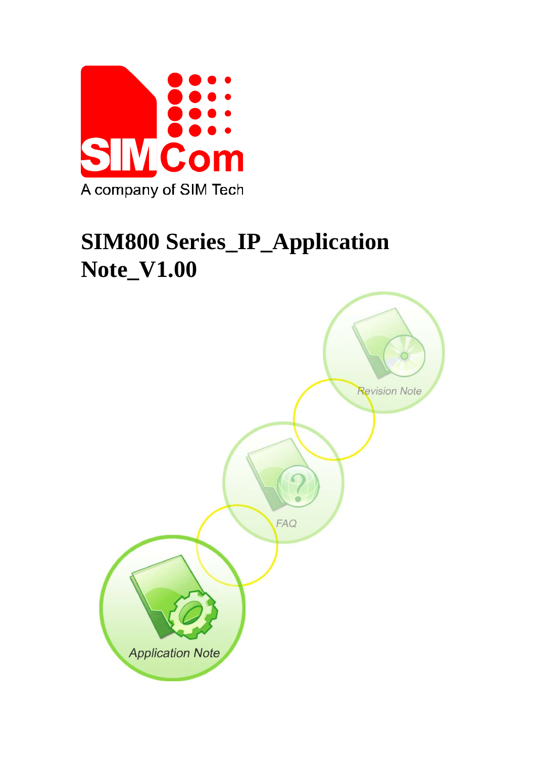# SIM800 Series_IP_Application Note_V1.00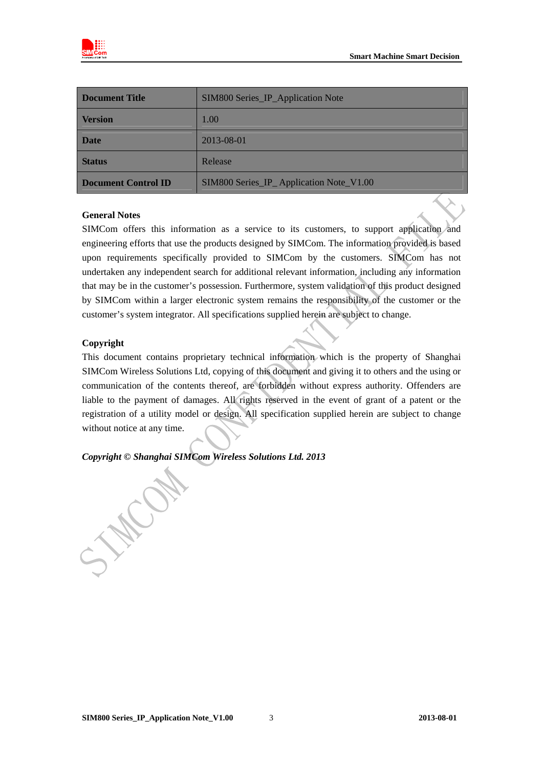| Document Title | SIM800 Series_IP_Application Note |
|---|---|
| Version | 1.00 |
| Date | 2013-08-01 |
| Status | Release |
| Document Control ID | SIM800 Series_IP_ Application Note_V1.00 |

**General Notes**

SIMCom offers this information as a service to its customers, to support application and engineering efforts that use the products designed by SIMCom. The information provided is based upon requirements specifically provided to SIMCom by the customers. SIMCom has not undertaken any independent search for additional relevant information, including any information that may be in the customer's possession. Furthermore, system validation of this product designed by SIMCom within a larger electronic system remains the responsibility of the customer or the customer's system integrator. All specifications supplied herein are subject to change.

**Copyright**

This document contains proprietary technical information which is the property of Shanghai SIMCom Wireless Solutions Ltd, copying of this document and giving it to others and the using or communication of the contents thereof, are forbidden without express authority. Offenders are liable to the payment of damages. All rights reserved in the event of grant of a patent or the registration of a utility model or design. All specification supplied herein are subject to change without notice at any time.

***Copyright © Shanghai SIMCom Wireless Solutions Ltd. 2013***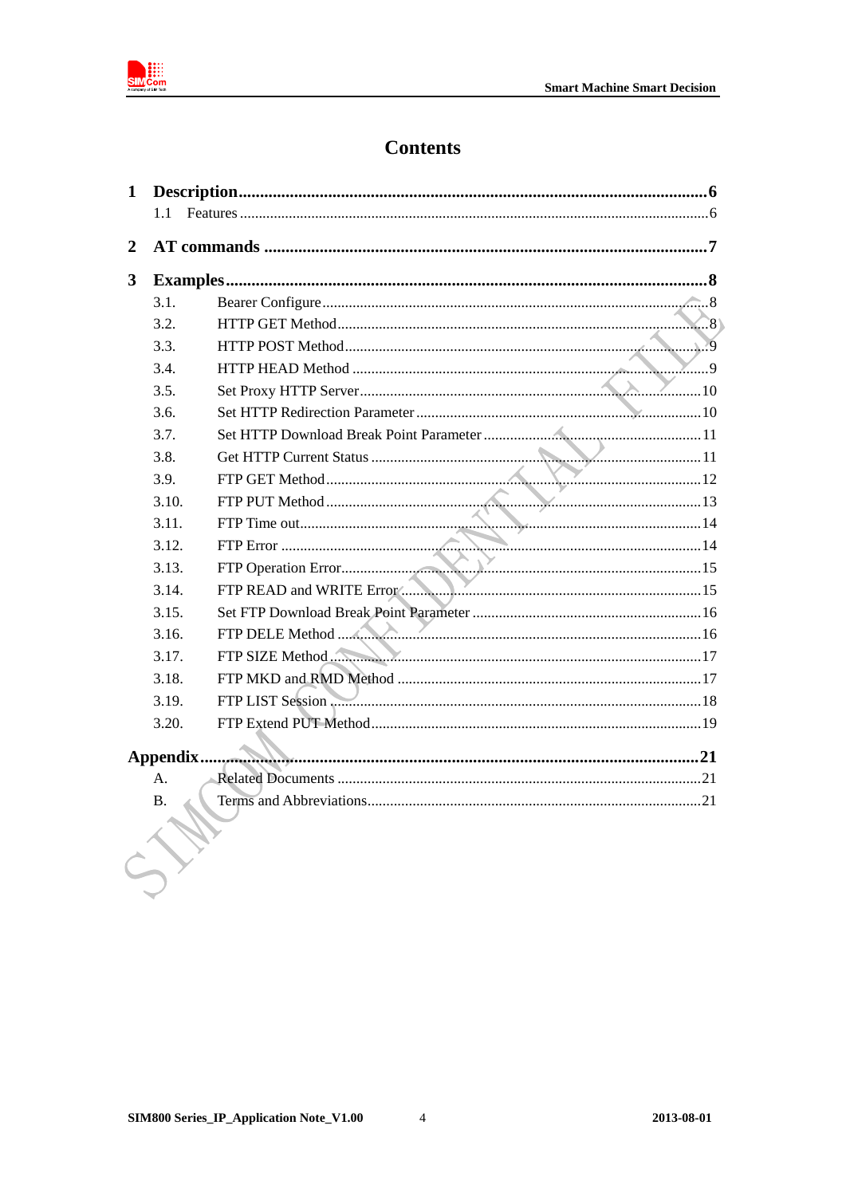# Contents

**1 Description** ........ **6**

1.1 Features ........ 6

**2 AT commands** ........ **7**

**3 Examples** ........ **8**

3.1. Bearer Configure ........ 8

3.2. HTTP GET Method ........ 8

3.3. HTTP POST Method ........ 9

3.4. HTTP HEAD Method ........ 9

3.5. Set Proxy HTTP Server ........ 10

3.6. Set HTTP Redirection Parameter ........ 10

3.7. Set HTTP Download Break Point Parameter ........ 11

3.8. Get HTTP Current Status ........ 11

3.9. FTP GET Method ........ 12

3.10. FTP PUT Method ........ 13

3.11. FTP Time out ........ 14

3.12. FTP Error ........ 14

3.13. FTP Operation Error ........ 15

3.14. FTP READ and WRITE Error ........ 15

3.15. Set FTP Download Break Point Parameter ........ 16

3.16. FTP DELE Method ........ 16

3.17. FTP SIZE Method ........ 17

3.18. FTP MKD and RMD Method ........ 17

3.19. FTP LIST Session ........ 18

3.20. FTP Extend PUT Method ........ 19

**Appendix** ........ **21**

A. Related Documents ........ 21

B. Terms and Abbreviations ........ 21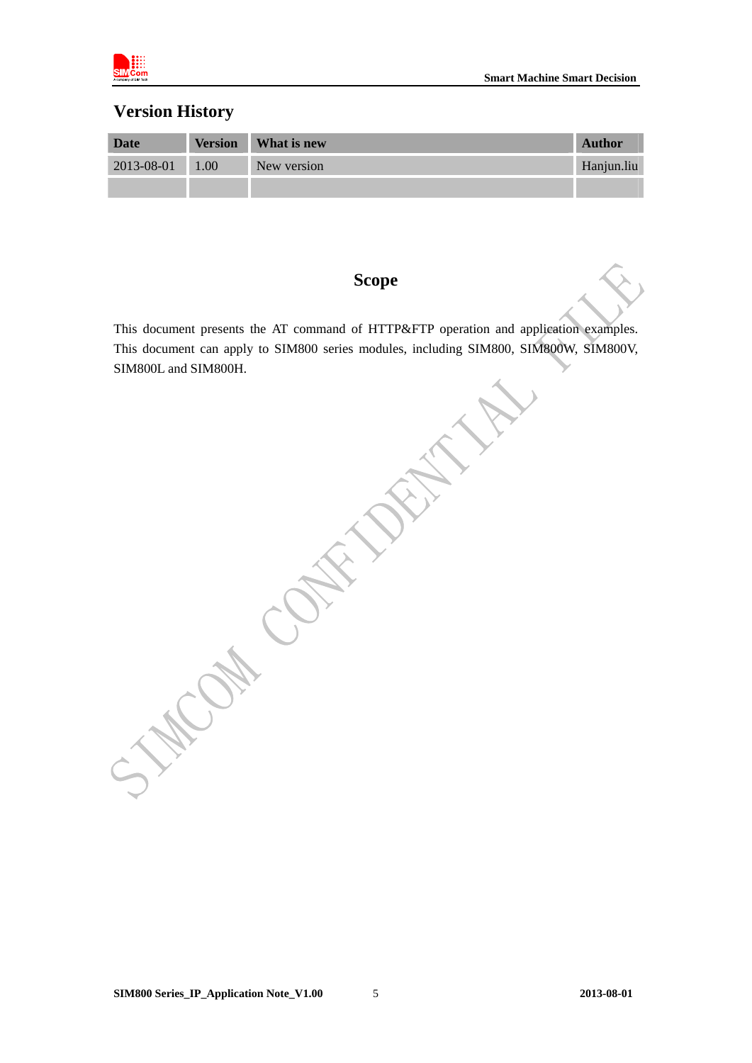# Version History

| Date | Version | What is new | Author |
|---|---|---|---|
| 2013-08-01 | 1.00 | New version | Hanjun.liu |
| | | | |

# Scope

This document presents the AT command of HTTP&FTP operation and application examples. This document can apply to SIM800 series modules, including SIM800, SIM800W, SIM800V, SIM800L and SIM800H.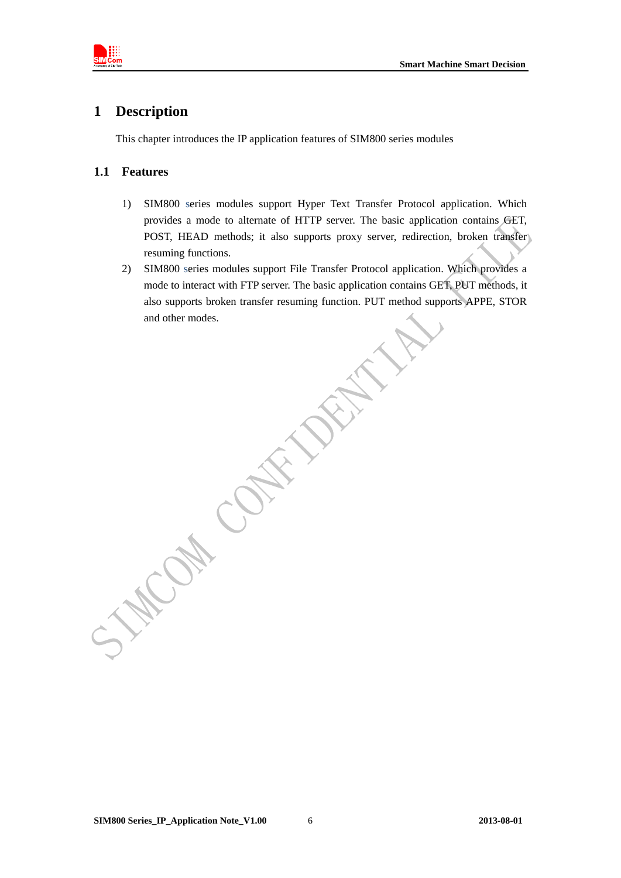# 1 Description

This chapter introduces the IP application features of SIM800 series modules

## 1.1 Features

1) SIM800 series modules support Hyper Text Transfer Protocol application. Which provides a mode to alternate of HTTP server. The basic application contains GET, POST, HEAD methods; it also supports proxy server, redirection, broken transfer resuming functions.
2) SIM800 series modules support File Transfer Protocol application. Which provides a mode to interact with FTP server. The basic application contains GET, PUT methods, it also supports broken transfer resuming function. PUT method supports APPE, STOR and other modes.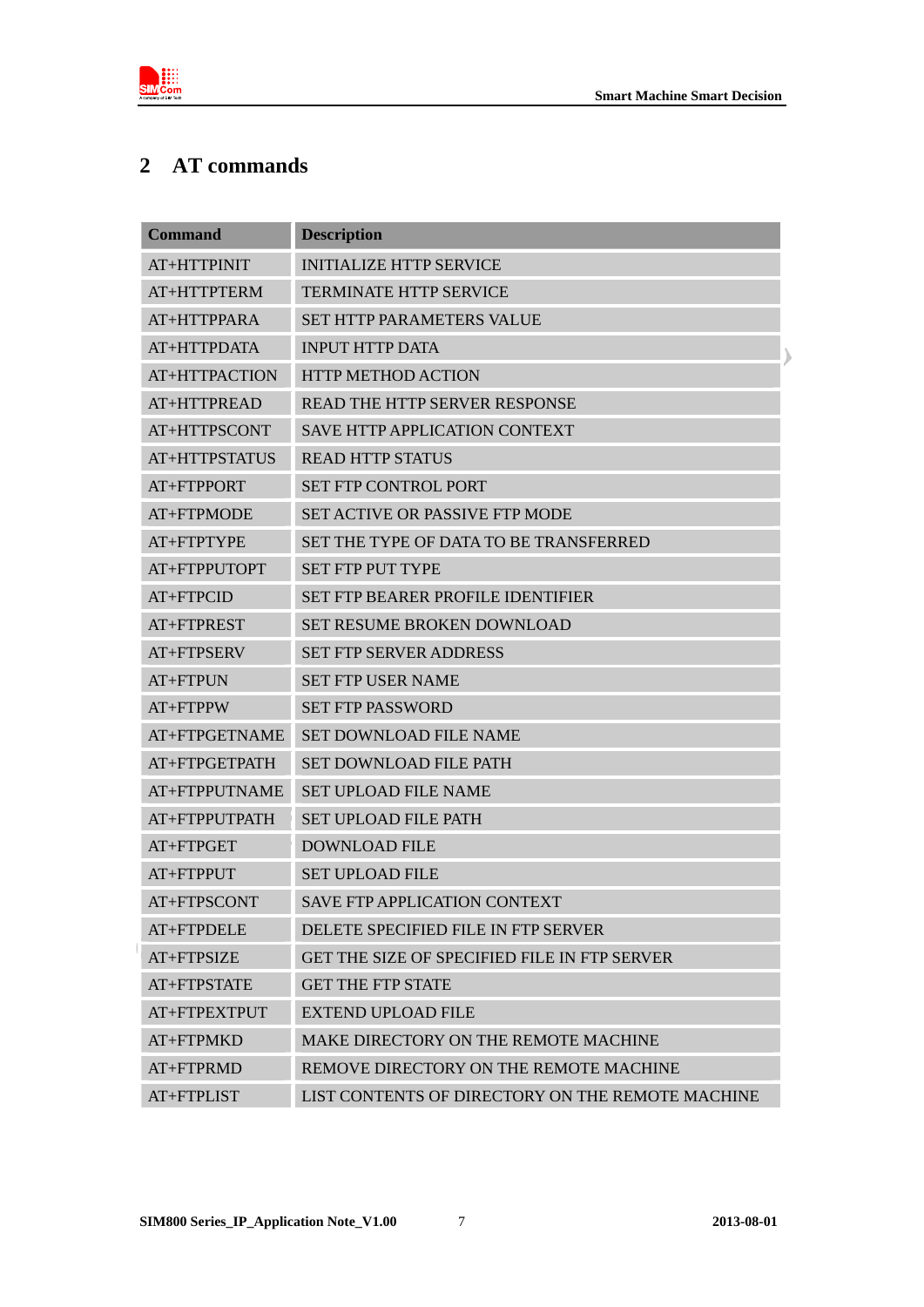# 2 AT commands

| Command | Description |
|---|---|
| AT+HTTPINIT | INITIALIZE HTTP SERVICE |
| AT+HTTPTERM | TERMINATE HTTP SERVICE |
| AT+HTTPPARA | SET HTTP PARAMETERS VALUE |
| AT+HTTPDATA | INPUT HTTP DATA |
| AT+HTTPACTION | HTTP METHOD ACTION |
| AT+HTTPREAD | READ THE HTTP SERVER RESPONSE |
| AT+HTTPSCONT | SAVE HTTP APPLICATION CONTEXT |
| AT+HTTPSTATUS | READ HTTP STATUS |
| AT+FTPPORT | SET FTP CONTROL PORT |
| AT+FTPMODE | SET ACTIVE OR PASSIVE FTP MODE |
| AT+FTPTYPE | SET THE TYPE OF DATA TO BE TRANSFERRED |
| AT+FTPPUTOPT | SET FTP PUT TYPE |
| AT+FTPCID | SET FTP BEARER PROFILE IDENTIFIER |
| AT+FTPREST | SET RESUME BROKEN DOWNLOAD |
| AT+FTPSERV | SET FTP SERVER ADDRESS |
| AT+FTPUN | SET FTP USER NAME |
| AT+FTPPW | SET FTP PASSWORD |
| AT+FTPGETNAME | SET DOWNLOAD FILE NAME |
| AT+FTPGETPATH | SET DOWNLOAD FILE PATH |
| AT+FTPPUTNAME | SET UPLOAD FILE NAME |
| AT+FTPPUTPATH | SET UPLOAD FILE PATH |
| AT+FTPGET | DOWNLOAD FILE |
| AT+FTPPUT | SET UPLOAD FILE |
| AT+FTPSCONT | SAVE FTP APPLICATION CONTEXT |
| AT+FTPDELE | DELETE SPECIFIED FILE IN FTP SERVER |
| AT+FTPSIZE | GET THE SIZE OF SPECIFIED FILE IN FTP SERVER |
| AT+FTPSTATE | GET THE FTP STATE |
| AT+FTPEXTPUT | EXTEND UPLOAD FILE |
| AT+FTPMKD | MAKE DIRECTORY ON THE REMOTE MACHINE |
| AT+FTPRMD | REMOVE DIRECTORY ON THE REMOTE MACHINE |
| AT+FTPLIST | LIST CONTENTS OF DIRECTORY ON THE REMOTE MACHINE |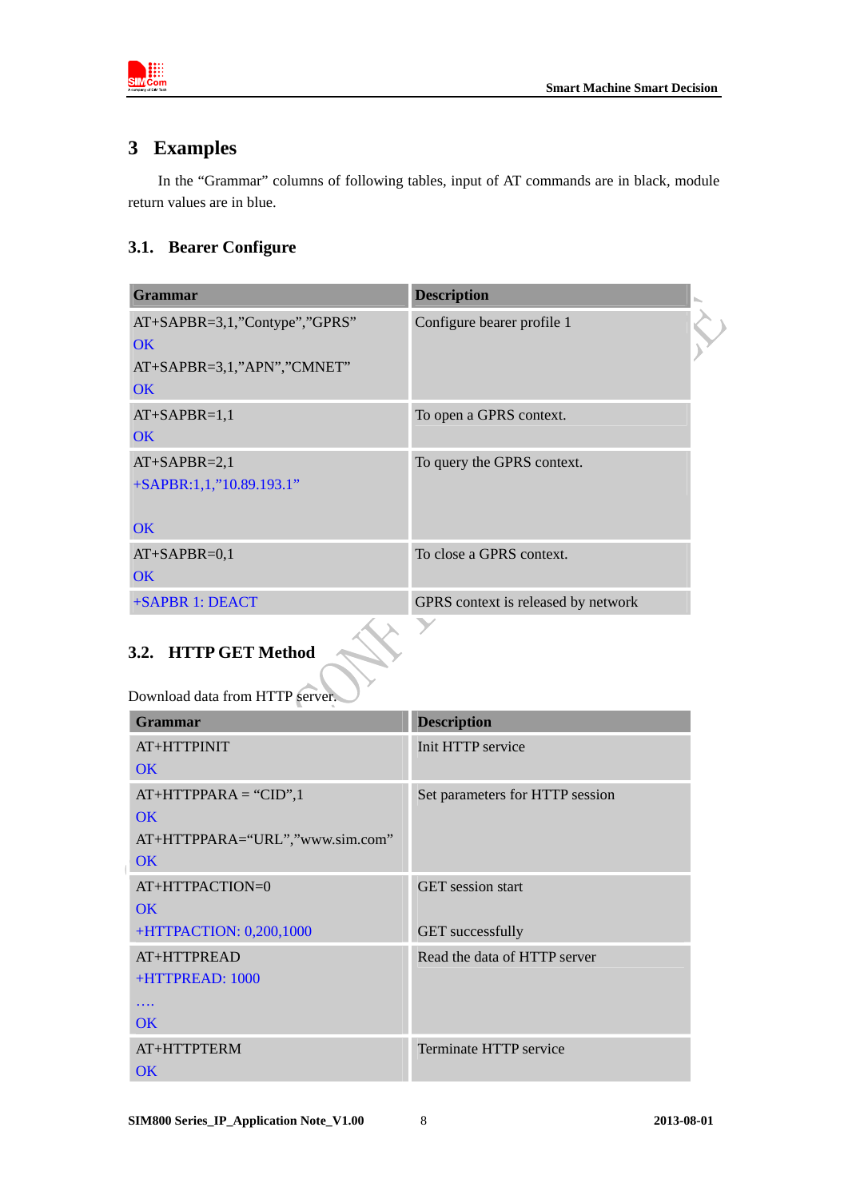# 3 Examples

In the "Grammar" columns of following tables, input of AT commands are in black, module return values are in blue.

## 3.1. Bearer Configure

| Grammar | Description |
| --- | --- |
| AT+SAPBR=3,1,"Contype","GPRS"<br>OK<br>AT+SAPBR=3,1,"APN","CMNET"<br>OK | Configure bearer profile 1 |
| AT+SAPBR=1,1<br>OK | To open a GPRS context. |
| AT+SAPBR=2,1<br>+SAPBR:1,1,"10.89.193.1"<br><br>OK | To query the GPRS context. |
| AT+SAPBR=0,1<br>OK | To close a GPRS context. |
| +SAPBR 1: DEACT | GPRS context is released by network |

## 3.2. HTTP GET Method

Download data from HTTP server.

| Grammar | Description |
| --- | --- |
| AT+HTTPINIT<br>OK | Init HTTP service |
| AT+HTTPPARA = "CID",1<br>OK<br>AT+HTTPPARA="URL","www.sim.com"<br>OK | Set parameters for HTTP session |
| AT+HTTPACTION=0<br>OK<br>+HTTPACTION: 0,200,1000 | GET session start<br><br>GET successfully |
| AT+HTTPREAD<br>+HTTPREAD: 1000<br>….<br>OK | Read the data of HTTP server |
| AT+HTTPTERM<br>OK | Terminate HTTP service |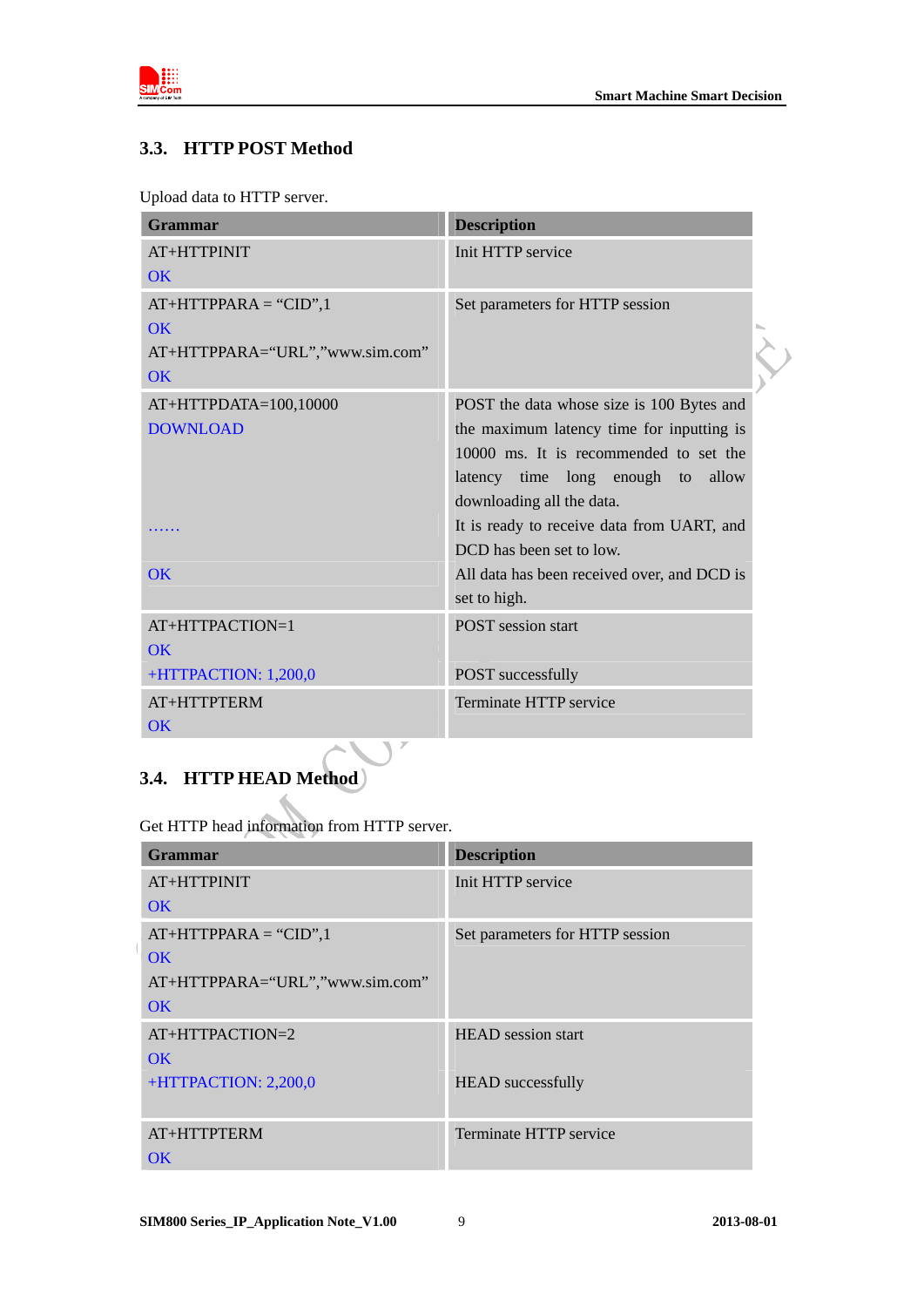## 3.3. HTTP POST Method

Upload data to HTTP server.

| Grammar | Description |
|---|---|
| AT+HTTPINIT<br>OK | Init HTTP service |
| AT+HTTPPARA = “CID”,1<br>OK<br>AT+HTTPPARA=“URL”,”www.sim.com”<br>OK | Set parameters for HTTP session |
| AT+HTTPDATA=100,10000<br>DOWNLOAD | POST the data whose size is 100 Bytes and the maximum latency time for inputting is 10000 ms. It is recommended to set the latency time long enough to allow downloading all the data. |
| …… | It is ready to receive data from UART, and DCD has been set to low. |
| OK | All data has been received over, and DCD is set to high. |
| AT+HTTPACTION=1<br>OK | POST session start |
| +HTTPACTION: 1,200,0 | POST successfully |
| AT+HTTPTERM<br>OK | Terminate HTTP service |

## 3.4. HTTP HEAD Method

Get HTTP head information from HTTP server.

| Grammar | Description |
|---|---|
| AT+HTTPINIT<br>OK | Init HTTP service |
| AT+HTTPPARA = “CID”,1<br>OK<br>AT+HTTPPARA=“URL”,”www.sim.com”<br>OK | Set parameters for HTTP session |
| AT+HTTPACTION=2<br>OK | HEAD session start |
| +HTTPACTION: 2,200,0 | HEAD successfully |
| AT+HTTPTERM<br>OK | Terminate HTTP service |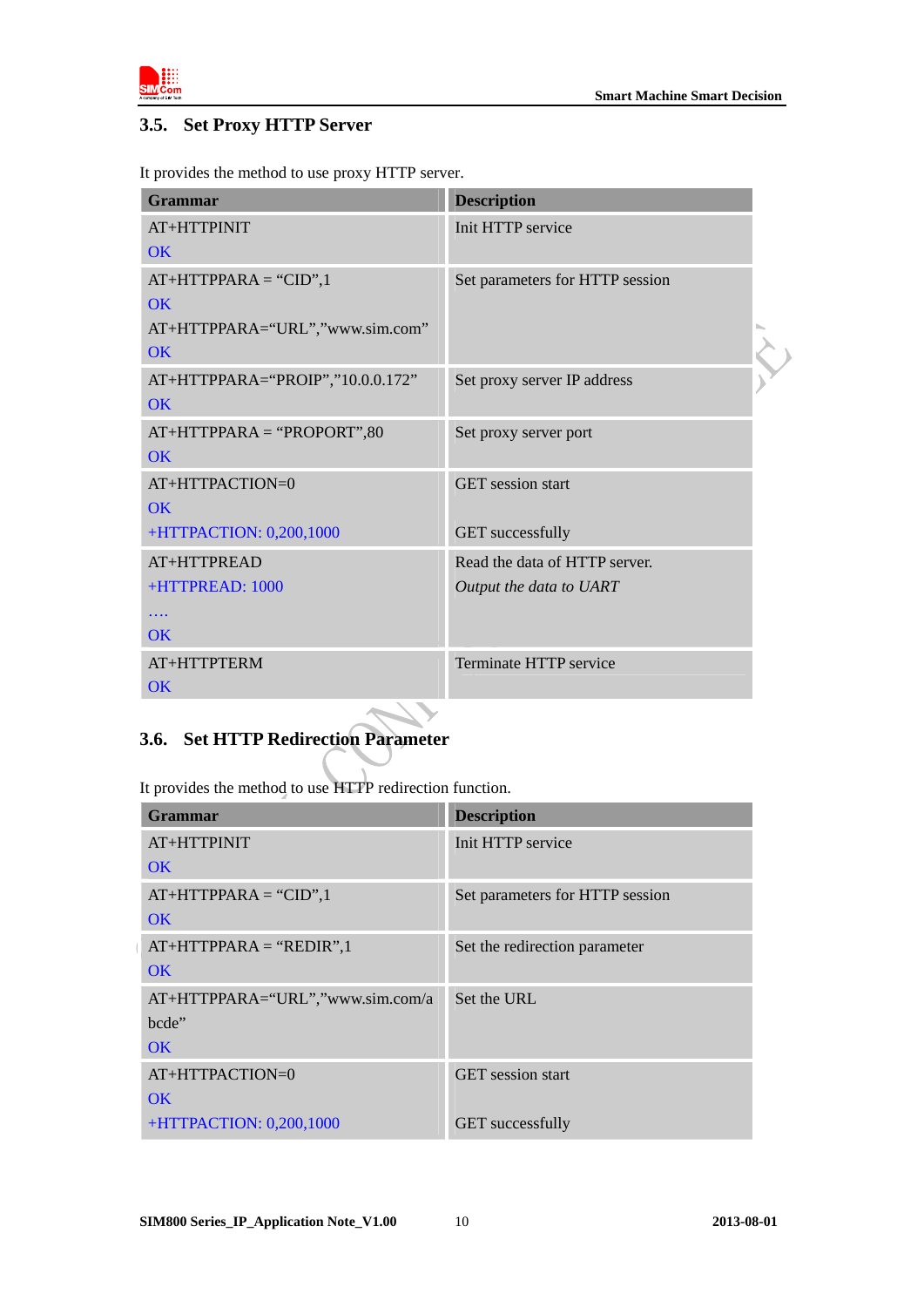## 3.5. Set Proxy HTTP Server

It provides the method to use proxy HTTP server.

| Grammar | Description |
|---|---|
| AT+HTTPINIT<br>OK | Init HTTP service |
| AT+HTTPPARA = "CID",1<br>OK<br>AT+HTTPPARA="URL","www.sim.com"<br>OK | Set parameters for HTTP session |
| AT+HTTPPARA="PROIP","10.0.0.172"<br>OK | Set proxy server IP address |
| AT+HTTPPARA = "PROPORT",80<br>OK | Set proxy server port |
| AT+HTTPACTION=0<br>OK<br>+HTTPACTION: 0,200,1000 | GET session start<br><br>GET successfully |
| AT+HTTPREAD<br>+HTTPREAD: 1000<br>….<br>OK | Read the data of HTTP server.<br>*Output the data to UART* |
| AT+HTTPTERM<br>OK | Terminate HTTP service |

## 3.6. Set HTTP Redirection Parameter

It provides the method to use HTTP redirection function.

| Grammar | Description |
|---|---|
| AT+HTTPINIT<br>OK | Init HTTP service |
| AT+HTTPPARA = "CID",1<br>OK | Set parameters for HTTP session |
| AT+HTTPPARA = "REDIR",1<br>OK | Set the redirection parameter |
| AT+HTTPPARA="URL","www.sim.com/abcde"<br>OK | Set the URL |
| AT+HTTPACTION=0<br>OK<br>+HTTPACTION: 0,200,1000 | GET session start<br><br>GET successfully |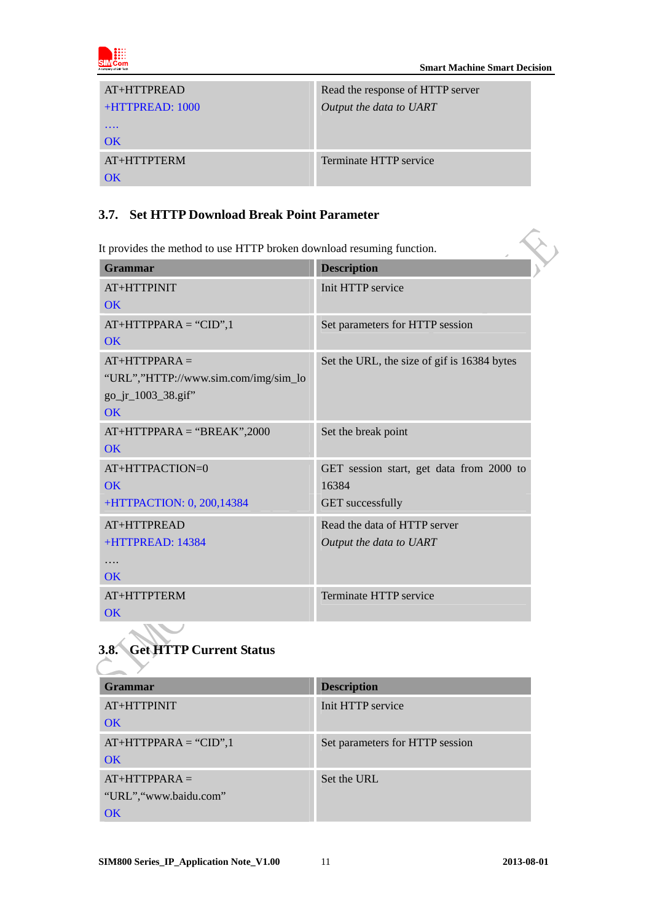| | |
|---|---|
| AT+HTTPREAD<br>+HTTPREAD: 1000<br>….<br>OK | Read the response of HTTP server<br>*Output the data to UART* |
| AT+HTTPTERM<br>OK | Terminate HTTP service |

### 3.7. Set HTTP Download Break Point Parameter

It provides the method to use HTTP broken download resuming function.

| Grammar | Description |
|---|---|
| AT+HTTPINIT<br>OK | Init HTTP service |
| AT+HTTPPARA = “CID”,1<br>OK | Set parameters for HTTP session |
| AT+HTTPPARA = “URL”,”HTTP://www.sim.com/img/sim_logo_jr_1003_38.gif”<br>OK | Set the URL, the size of gif is 16384 bytes |
| AT+HTTPPARA = “BREAK”,2000<br>OK | Set the break point |
| AT+HTTPACTION=0<br>OK<br>+HTTPACTION: 0, 200,14384 | GET session start, get data from 2000 to 16384<br>GET successfully |
| AT+HTTPREAD<br>+HTTPREAD: 14384<br>….<br>OK | Read the data of HTTP server<br>*Output the data to UART* |
| AT+HTTPTERM<br>OK | Terminate HTTP service |

### 3.8. Get HTTP Current Status

| Grammar | Description |
|---|---|
| AT+HTTPINIT<br>OK | Init HTTP service |
| AT+HTTPPARA = “CID”,1<br>OK | Set parameters for HTTP session |
| AT+HTTPPARA = “URL”,“www.baidu.com”<br>OK | Set the URL |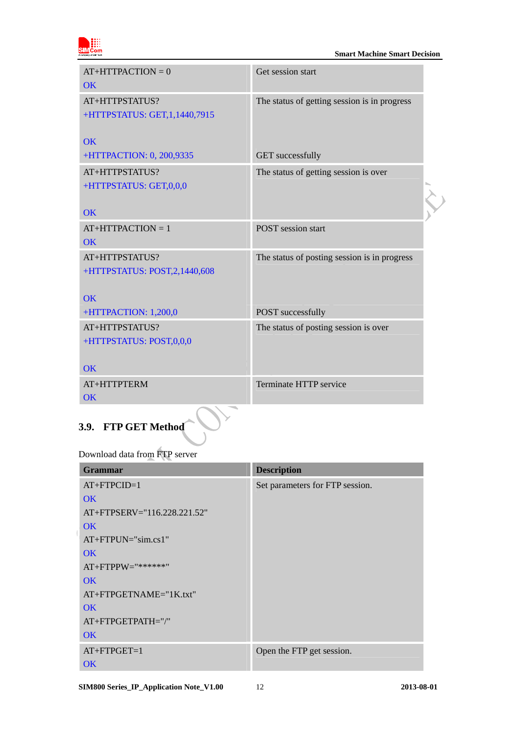| | |
|---|---|
| AT+HTTPACTION = 0<br>OK | Get session start |
| AT+HTTPSTATUS?<br>+HTTPSTATUS: GET,1,1440,7915<br><br>OK<br>+HTTPACTION: 0, 200,9335 | The status of getting session is in progress<br><br><br><br>GET successfully |
| AT+HTTPSTATUS?<br>+HTTPSTATUS: GET,0,0,0<br><br>OK | The status of getting session is over |
| AT+HTTPACTION = 1<br>OK | POST session start |
| AT+HTTPSTATUS?<br>+HTTPSTATUS: POST,2,1440,608<br><br>OK<br>+HTTPACTION: 1,200,0 | The status of posting session is in progress<br><br><br><br>POST successfully |
| AT+HTTPSTATUS?<br>+HTTPSTATUS: POST,0,0,0<br><br>OK | The status of posting session is over |
| AT+HTTPTERM<br>OK | Terminate HTTP service |

### 3.9. FTP GET Method

Download data from FTP server

| Grammar | Description |
|---|---|
| AT+FTPCID=1<br>OK<br>AT+FTPSERV="116.228.221.52"<br>OK<br>AT+FTPUN="sim.cs1"<br>OK<br>AT+FTPPW="******"<br>OK<br>AT+FTPGETNAME="1K.txt"<br>OK<br>AT+FTPGETPATH="/"<br>OK | Set parameters for FTP session. |
| AT+FTPGET=1<br>OK | Open the FTP get session. |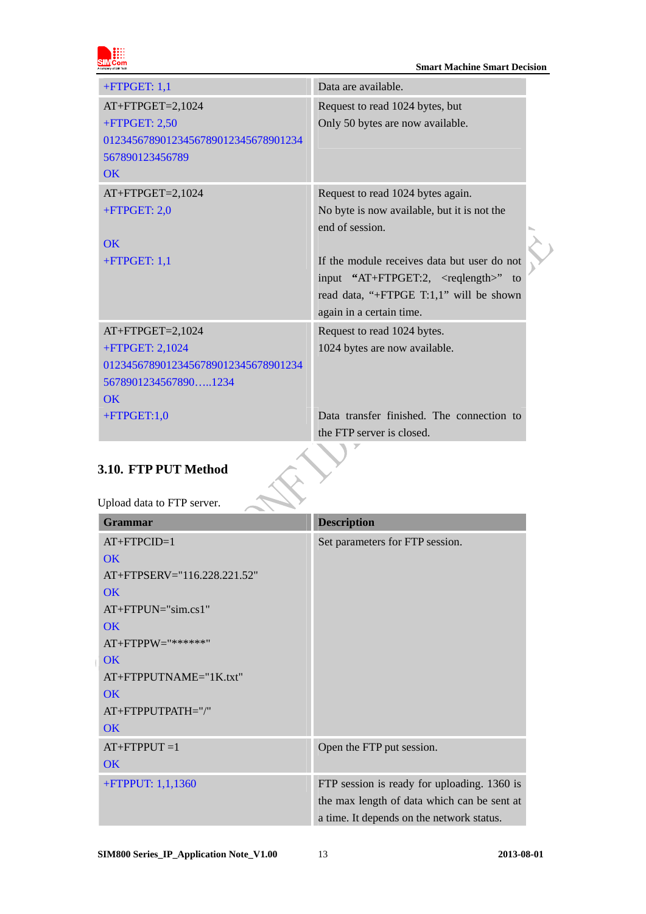| | |
|---|---|
| +FTPGET: 1,1 | Data are available. |
| AT+FTPGET=2,1024<br>+FTPGET: 2,50<br>01234567890123456789012345678901234<br>567890123456789<br>OK | Request to read 1024 bytes, but<br>Only 50 bytes are now available. |
| AT+FTPGET=2,1024<br>+FTPGET: 2,0<br><br>OK<br>+FTPGET: 1,1 | Request to read 1024 bytes again.<br>No byte is now available, but it is not the end of session.<br><br>If the module receives data but user do not input "AT+FTPGET:2, <reqlength>" to read data, "+FTPGE T:1,1" will be shown again in a certain time. |
| AT+FTPGET=2,1024<br>+FTPGET: 2,1024<br>01234567890123456789012345678901234<br>5678901234567890…..1234<br>OK<br>+FTPGET:1,0 | Request to read 1024 bytes.<br>1024 bytes are now available.<br><br><br><br>Data transfer finished. The connection to the FTP server is closed. |

## 3.10. FTP PUT Method

Upload data to FTP server.

| Grammar | Description |
|---|---|
| AT+FTPCID=1<br>OK<br>AT+FTPSERV="116.228.221.52"<br>OK<br>AT+FTPUN="sim.cs1"<br>OK<br>AT+FTPPW="******"<br>OK<br>AT+FTPPUTNAME="1K.txt"<br>OK<br>AT+FTPPUTPATH="/"<br>OK | Set parameters for FTP session. |
| AT+FTPPUT =1<br>OK | Open the FTP put session. |
| +FTPPUT: 1,1,1360 | FTP session is ready for uploading. 1360 is the max length of data which can be sent at a time. It depends on the network status. |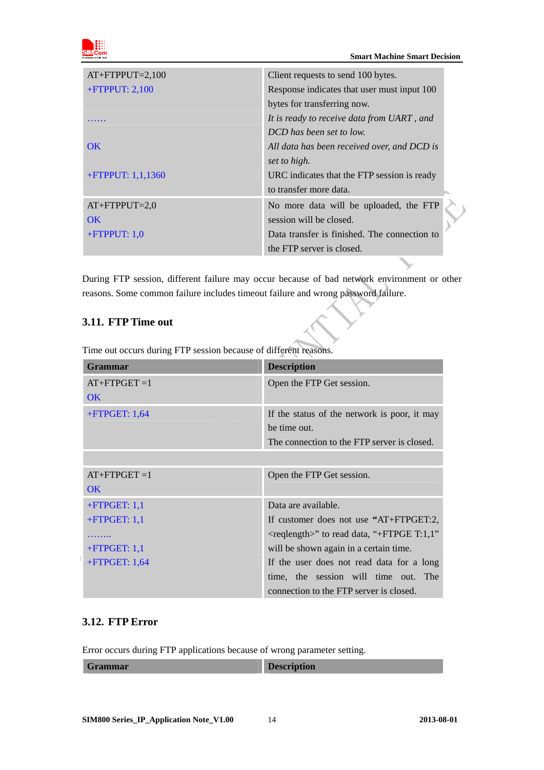| | |
|---|---|
| AT+FTPPUT=2,100<br>+FTPPUT: 2,100 | Client requests to send 100 bytes.<br>Response indicates that user must input 100 bytes for transferring now. |
| …… | *It is ready to receive data from UART , and DCD has been set to low.* |
| OK | *All data has been received over, and DCD is set to high.* |
| +FTPPUT: 1,1,1360 | URC indicates that the FTP session is ready to transfer more data. |
| AT+FTPPUT=2,0<br>OK<br>+FTPPUT: 1,0 | No more data will be uploaded, the FTP session will be closed.<br>Data transfer is finished. The connection to the FTP server is closed. |

During FTP session, different failure may occur because of bad network environment or other reasons. Some common failure includes timeout failure and wrong password failure.

## 3.11. FTP Time out

Time out occurs during FTP session because of different reasons.

| Grammar | Description |
|---|---|
| AT+FTPGET =1<br>OK | Open the FTP Get session. |
| +FTPGET: 1,64 | If the status of the network is poor, it may be time out.<br>The connection to the FTP server is closed. |
| | |
| AT+FTPGET =1<br>OK | Open the FTP Get session. |
| +FTPGET: 1,1<br>+FTPGET: 1,1<br>……..<br>+FTPGET: 1,1<br>+FTPGET: 1,64 | Data are available.<br>If customer does not use "AT+FTPGET:2,<reqlength>" to read data, "+FTPGE T:1,1" will be shown again in a certain time.<br>If the user does not read data for a long time, the session will time out. The connection to the FTP server is closed. |

## 3.12. FTP Error

Error occurs during FTP applications because of wrong parameter setting.

| Grammar | Description |
|---|---|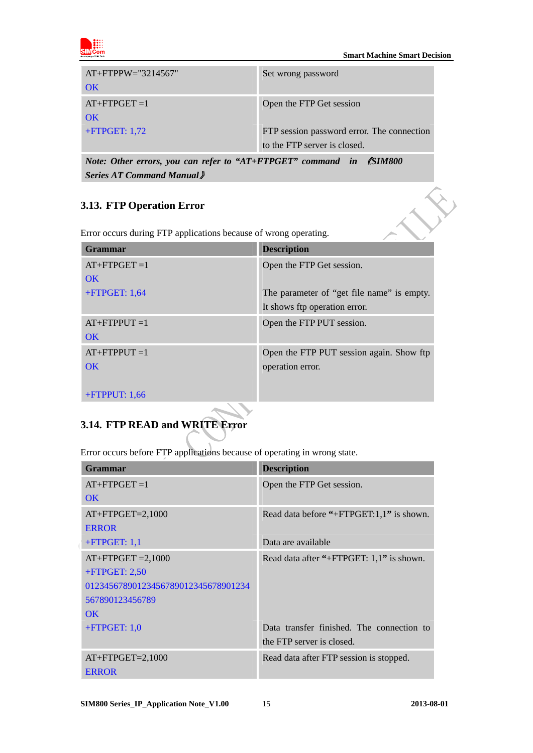| | |
|---|---|
| AT+FTPPW="3214567"<br>OK | Set wrong password |
| AT+FTPGET =1<br>OK<br>+FTPGET: 1,72 | Open the FTP Get session<br><br>FTP session password error. The connection to the FTP server is closed. |

*Note: Other errors, you can refer to "AT+FTPGET" command in 《SIM800 Series AT Command Manual》*

## 3.13. FTP Operation Error

Error occurs during FTP applications because of wrong operating.

| Grammar | Description |
|---|---|
| AT+FTPGET =1<br>OK<br>+FTPGET: 1,64 | Open the FTP Get session.<br><br>The parameter of "get file name" is empty. It shows ftp operation error. |
| AT+FTPPUT =1<br>OK | Open the FTP PUT session. |
| AT+FTPPUT =1<br>OK<br><br>+FTPPUT: 1,66 | Open the FTP PUT session again. Show ftp operation error. |

## 3.14. FTP READ and WRITE Error

Error occurs before FTP applications because of operating in wrong state.

| Grammar | Description |
|---|---|
| AT+FTPGET =1<br>OK | Open the FTP Get session. |
| AT+FTPGET=2,1000<br>ERROR<br>+FTPGET: 1,1 | Read data before "+FTPGET:1,1" is shown.<br><br>Data are available |
| AT+FTPGET =2,1000<br>+FTPGET: 2,50<br>01234567890123456789012345678901234567890123456789<br>OK<br>+FTPGET: 1,0 | Read data after "+FTPGET: 1,1" is shown.<br><br><br><br>Data transfer finished. The connection to the FTP server is closed. |
| AT+FTPGET=2,1000<br>ERROR | Read data after FTP session is stopped. |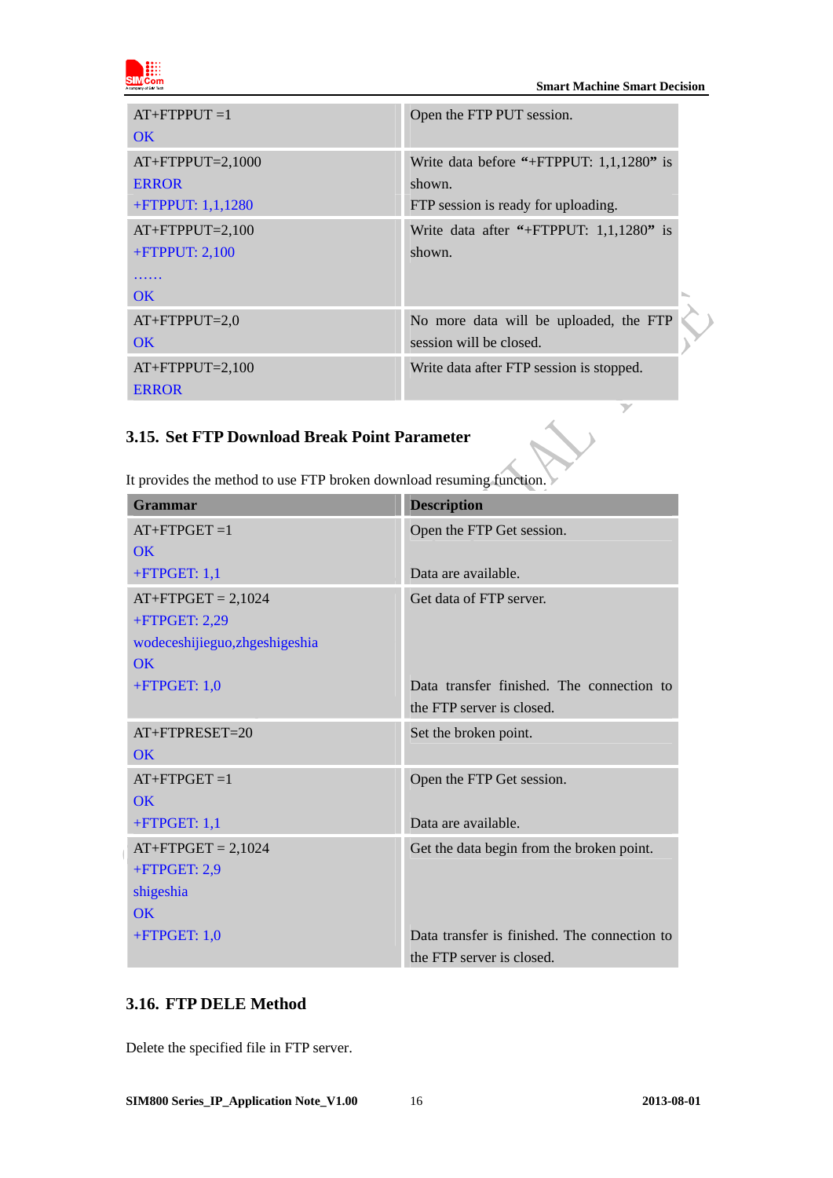| | |
|---|---|
| AT+FTPPUT =1<br>OK | Open the FTP PUT session. |
| AT+FTPPUT=2,1000<br>ERROR<br>+FTPPUT: 1,1,1280 | Write data before "+FTPPUT: 1,1,1280" is shown.<br>FTP session is ready for uploading. |
| AT+FTPPUT=2,100<br>+FTPPUT: 2,100<br>……<br>OK | Write data after "+FTPPUT: 1,1,1280" is shown. |
| AT+FTPPUT=2,0<br>OK | No more data will be uploaded, the FTP session will be closed. |
| AT+FTPPUT=2,100<br>ERROR | Write data after FTP session is stopped. |

### 3.15. Set FTP Download Break Point Parameter

It provides the method to use FTP broken download resuming function.

| Grammar | Description |
|---|---|
| AT+FTPGET =1<br>OK<br>+FTPGET: 1,1 | Open the FTP Get session.<br><br>Data are available. |
| AT+FTPGET = 2,1024<br>+FTPGET: 2,29<br>wodeceshijieguo,zhgeshigeshia<br>OK<br>+FTPGET: 1,0 | Get data of FTP server.<br><br><br><br>Data transfer finished. The connection to the FTP server is closed. |
| AT+FTPRESET=20<br>OK | Set the broken point. |
| AT+FTPGET =1<br>OK<br>+FTPGET: 1,1 | Open the FTP Get session.<br><br>Data are available. |
| AT+FTPGET = 2,1024<br>+FTPGET: 2,9<br>shigeshia<br>OK<br>+FTPGET: 1,0 | Get the data begin from the broken point.<br><br><br><br>Data transfer is finished. The connection to the FTP server is closed. |

### 3.16. FTP DELE Method

Delete the specified file in FTP server.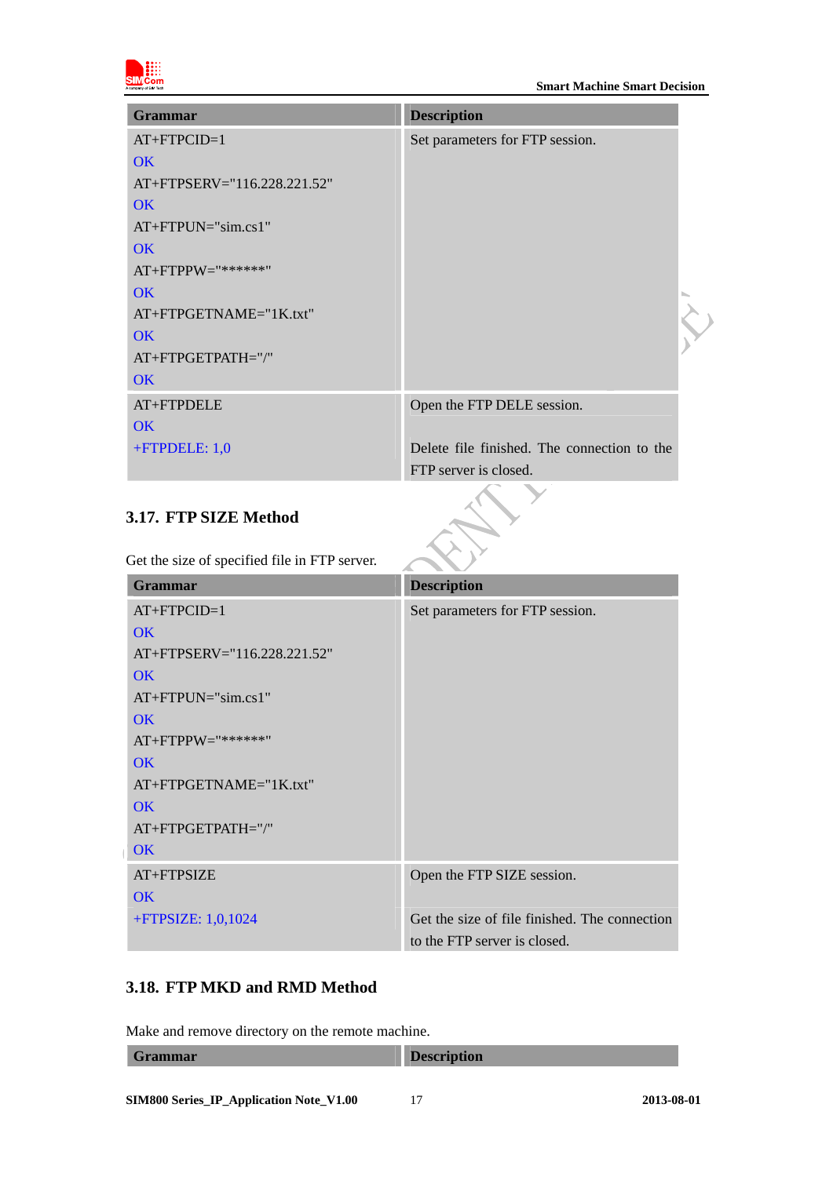| Grammar | Description |
| --- | --- |
| AT+FTPCID=1<br>OK<br>AT+FTPSERV="116.228.221.52"<br>OK<br>AT+FTPUN="sim.cs1"<br>OK<br>AT+FTPPW="******"<br>OK<br>AT+FTPGETNAME="1K.txt"<br>OK<br>AT+FTPGETPATH="/"<br>OK | Set parameters for FTP session. |
| AT+FTPDELE<br>OK<br>+FTPDELE: 1,0 | Open the FTP DELE session.<br><br>Delete file finished. The connection to the FTP server is closed. |

## 3.17. FTP SIZE Method

Get the size of specified file in FTP server.

| Grammar | Description |
| --- | --- |
| AT+FTPCID=1<br>OK<br>AT+FTPSERV="116.228.221.52"<br>OK<br>AT+FTPUN="sim.cs1"<br>OK<br>AT+FTPPW="******"<br>OK<br>AT+FTPGETNAME="1K.txt"<br>OK<br>AT+FTPGETPATH="/"<br>OK | Set parameters for FTP session. |
| AT+FTPSIZE<br>OK<br>+FTPSIZE: 1,0,1024 | Open the FTP SIZE session.<br><br>Get the size of file finished. The connection to the FTP server is closed. |

## 3.18. FTP MKD and RMD Method

Make and remove directory on the remote machine.

| Grammar | Description |
| --- | --- |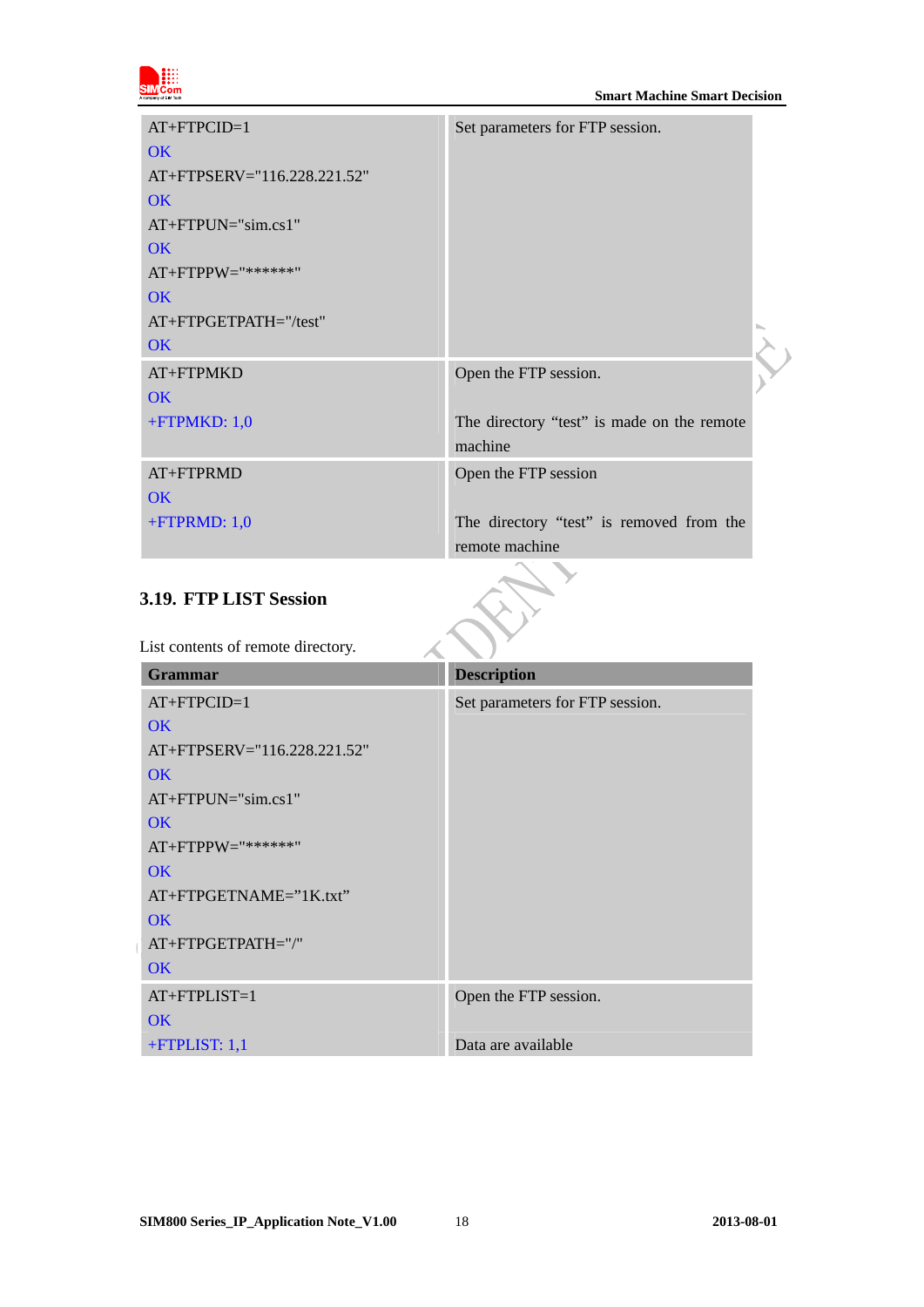| | |
|---|---|
| AT+FTPCID=1<br>OK<br>AT+FTPSERV="116.228.221.52"<br>OK<br>AT+FTPUN="sim.cs1"<br>OK<br>AT+FTPPW="******"<br>OK<br>AT+FTPGETPATH="/test"<br>OK | Set parameters for FTP session. |
| AT+FTPMKD<br>OK<br>+FTPMKD: 1,0 | Open the FTP session.<br><br>The directory "test" is made on the remote machine |
| AT+FTPRMD<br>OK<br>+FTPRMD: 1,0 | Open the FTP session<br><br>The directory "test" is removed from the remote machine |

## 3.19. FTP LIST Session

List contents of remote directory.

| Grammar | Description |
|---|---|
| AT+FTPCID=1<br>OK<br>AT+FTPSERV="116.228.221.52"<br>OK<br>AT+FTPUN="sim.cs1"<br>OK<br>AT+FTPPW="******"<br>OK<br>AT+FTPGETNAME="1K.txt"<br>OK<br>AT+FTPGETPATH="/"<br>OK | Set parameters for FTP session. |
| AT+FTPLIST=1<br>OK<br>+FTPLIST: 1,1 | Open the FTP session.<br><br>Data are available |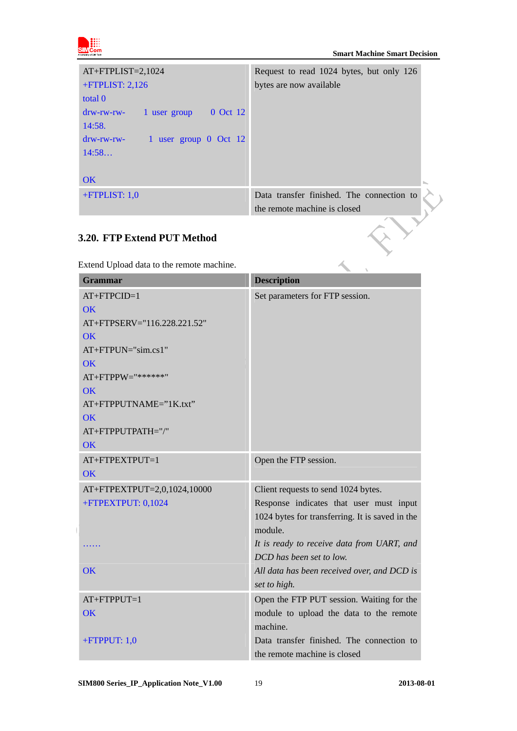| | |
|---|---|
| AT+FTPLIST=2,1024<br>+FTPLIST: 2,126<br>total 0<br>drw-rw-rw- 1 user group 0 Oct 12 14:58.<br>drw-rw-rw- 1 user group 0 Oct 12 14:58…<br><br>OK | Request to read 1024 bytes, but only 126 bytes are now available |
| +FTPLIST: 1,0 | Data transfer finished. The connection to the remote machine is closed |

## 3.20. FTP Extend PUT Method

Extend Upload data to the remote machine.

| Grammar | Description |
|---|---|
| AT+FTPCID=1<br>OK<br>AT+FTPSERV="116.228.221.52"<br>OK<br>AT+FTPUN="sim.cs1"<br>OK<br>AT+FTPPW="******"<br>OK<br>AT+FTPPUTNAME="1K.txt"<br>OK<br>AT+FTPPUTPATH="/"<br>OK | Set parameters for FTP session. |
| AT+FTPEXTPUT=1<br>OK | Open the FTP session. |
| AT+FTPEXTPUT=2,0,1024,10000<br>+FTPEXTPUT: 0,1024<br><br>…… | Client requests to send 1024 bytes.<br>Response indicates that user must input 1024 bytes for transferring. It is saved in the module.<br>*It is ready to receive data from UART, and DCD has been set to low.* |
| OK | *All data has been received over, and DCD is set to high.* |
| AT+FTPPUT=1<br>OK<br><br>+FTPPUT: 1,0 | Open the FTP PUT session. Waiting for the module to upload the data to the remote machine.<br>Data transfer finished. The connection to the remote machine is closed |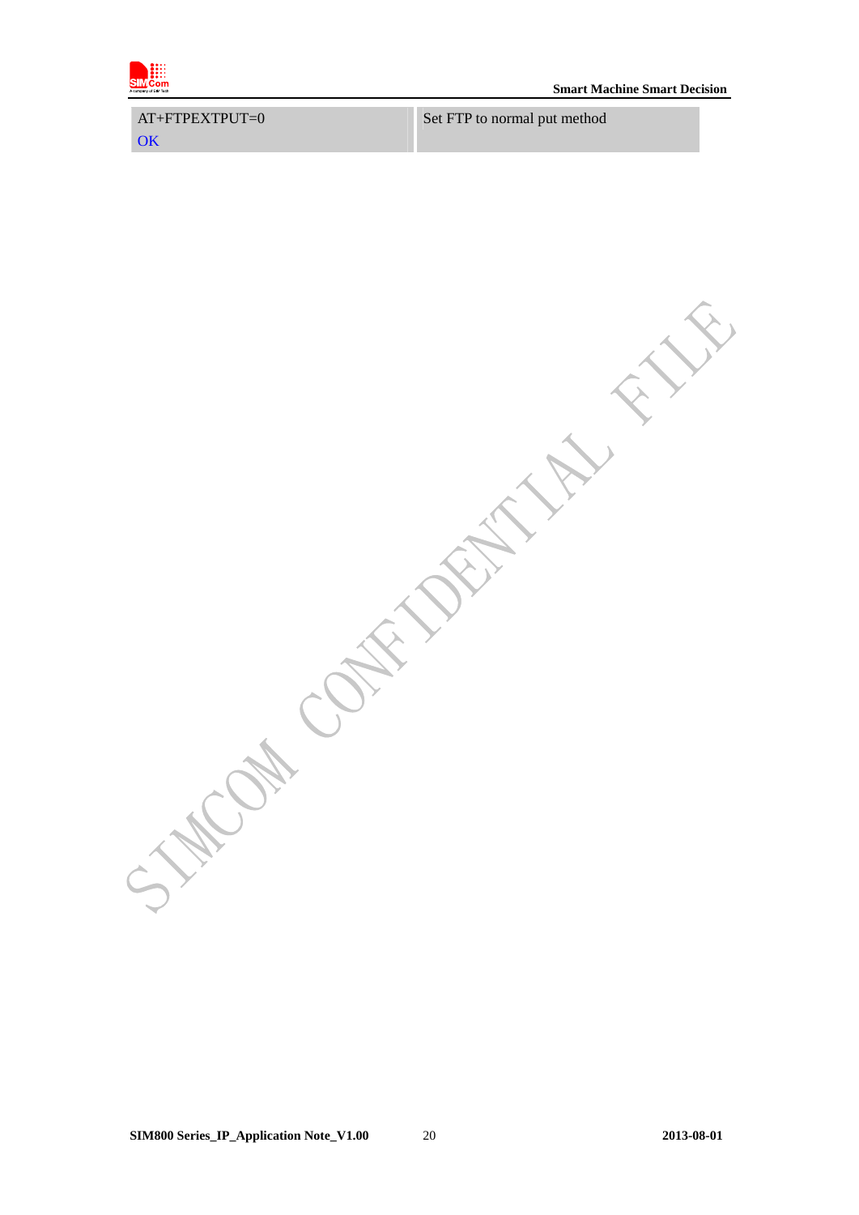| | |
|---|---|
| AT+FTPEXTPUT=0<br>OK | Set FTP to normal put method |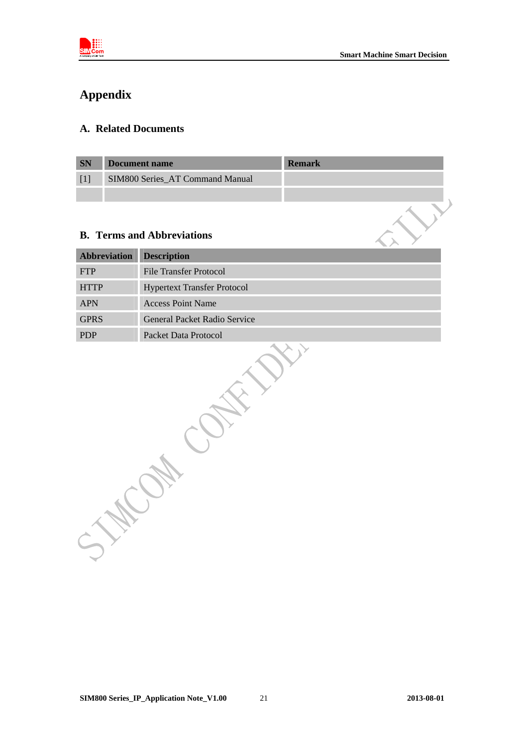# Appendix

## A. Related Documents

| SN | Document name | Remark |
|---|---|---|
| [1] | SIM800 Series_AT Command Manual | |
| | | |

## B. Terms and Abbreviations

| Abbreviation | Description |
|---|---|
| FTP | File Transfer Protocol |
| HTTP | Hypertext Transfer Protocol |
| APN | Access Point Name |
| GPRS | General Packet Radio Service |
| PDP | Packet Data Protocol |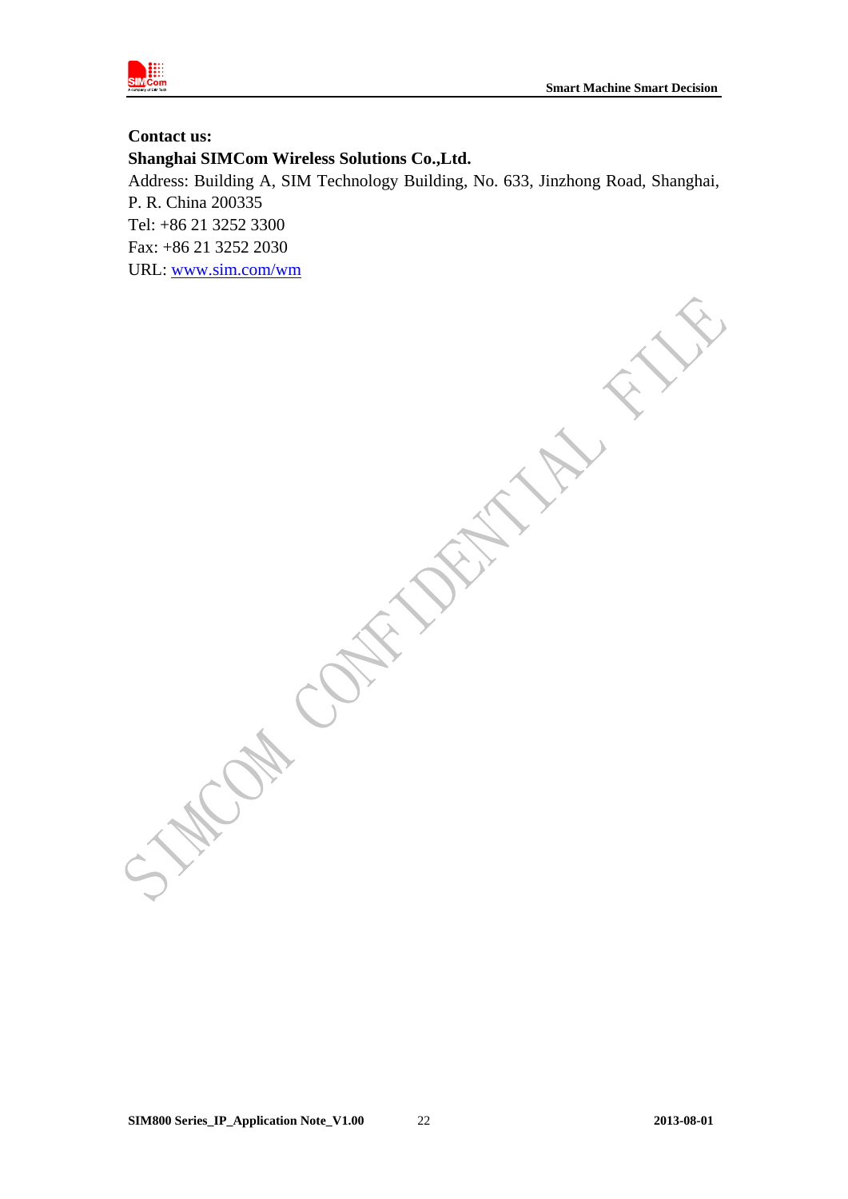**Contact us:**

**Shanghai SIMCom Wireless Solutions Co.,Ltd.**

Address: Building A, SIM Technology Building, No. 633, Jinzhong Road, Shanghai, P. R. China 200335

Tel: +86 21 3252 3300

Fax: +86 21 3252 2030

URL: www.sim.com/wm